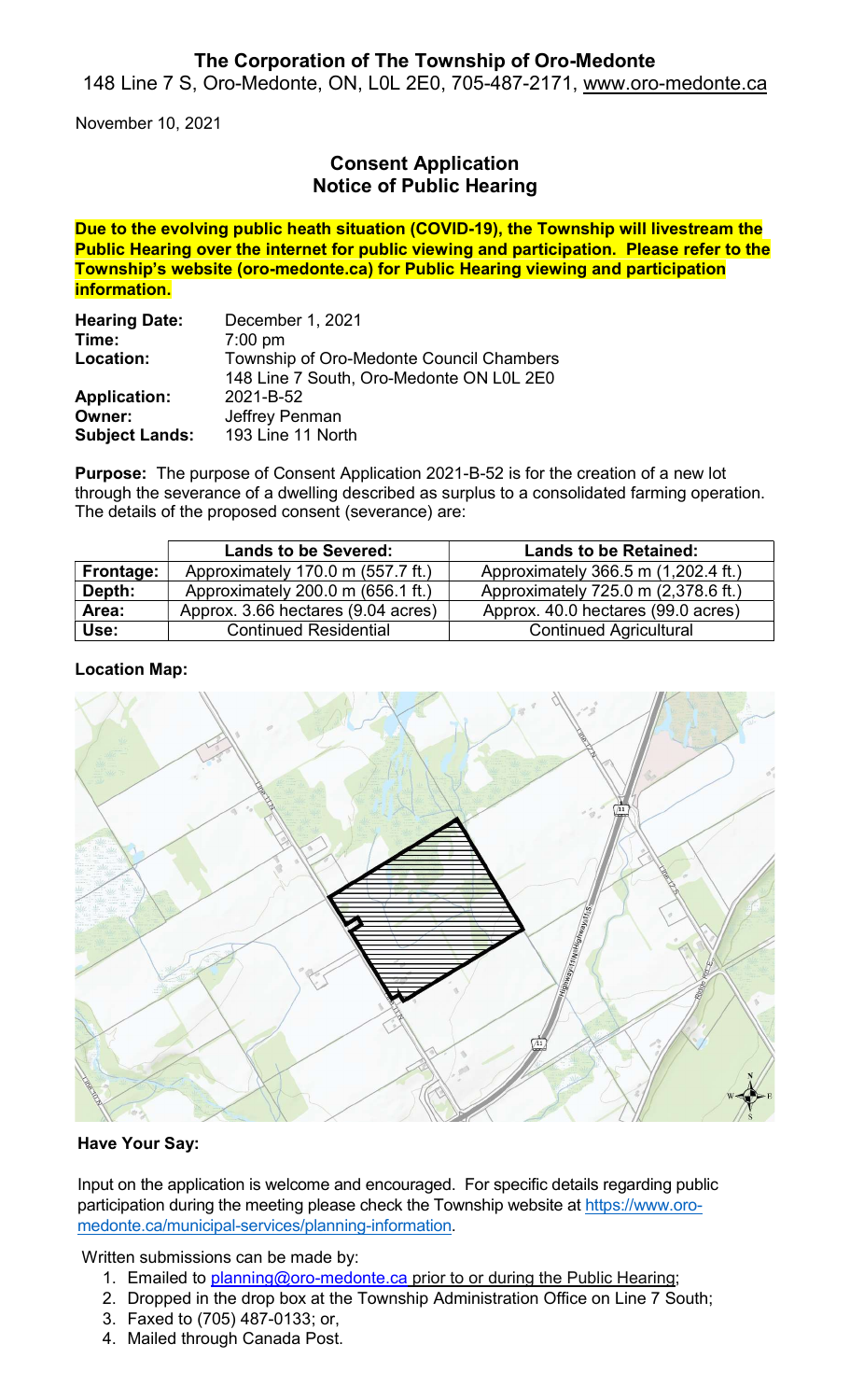## The Corporation of The Township of Oro-Medonte

148 Line 7 S, Oro-Medonte, ON, L0L 2E0, 705-487-2171, www.oro-medonte.ca

November 10, 2021

### Consent Application
### Notice of Public Hearing

**Due to the evolving public heath situation (COVID-19), the Township will livestream the Public Hearing over the internet for public viewing and participation. Please refer to the Township's website (oro-medonte.ca) for Public Hearing viewing and participation information.**

**Hearing Date:** December 1, 2021
**Time:** 7:00 pm
**Location:** Township of Oro-Medonte Council Chambers
148 Line 7 South, Oro-Medonte ON L0L 2E0
**Application:** 2021-B-52
**Owner:** Jeffrey Penman
**Subject Lands:** 193 Line 11 North

**Purpose:** The purpose of Consent Application 2021-B-52 is for the creation of a new lot through the severance of a dwelling described as surplus to a consolidated farming operation. The details of the proposed consent (severance) are:

| | Lands to be Severed: | Lands to be Retained: |
|---|---|---|
| **Frontage:** | Approximately 170.0 m (557.7 ft.) | Approximately 366.5 m (1,202.4 ft.) |
| **Depth:** | Approximately 200.0 m (656.1 ft.) | Approximately 725.0 m (2,378.6 ft.) |
| **Area:** | Approx. 3.66 hectares (9.04 acres) | Approx. 40.0 hectares (99.0 acres) |
| **Use:** | Continued Residential | Continued Agricultural |

**Location Map:**

**Have Your Say:**

Input on the application is welcome and encouraged. For specific details regarding public participation during the meeting please check the Township website at https://www.oro-medonte.ca/municipal-services/planning-information.

Written submissions can be made by:

1. Emailed to planning@oro-medonte.ca prior to or during the Public Hearing;
2. Dropped in the drop box at the Township Administration Office on Line 7 South;
3. Faxed to (705) 487-0133; or,
4. Mailed through Canada Post.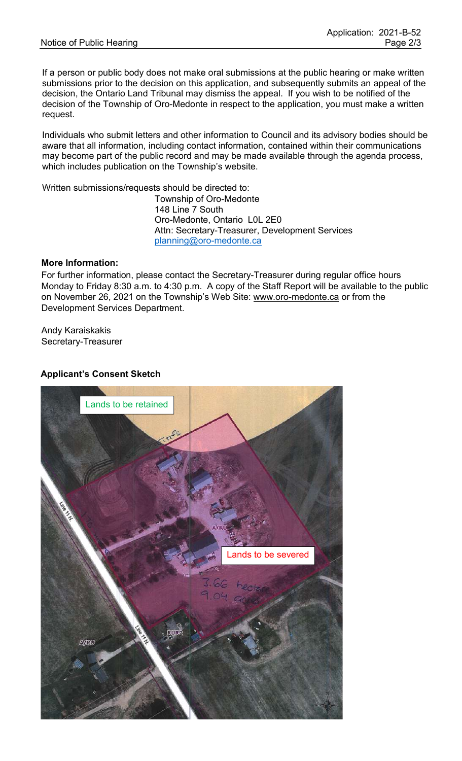If a person or public body does not make oral submissions at the public hearing or make written submissions prior to the decision on this application, and subsequently submits an appeal of the decision, the Ontario Land Tribunal may dismiss the appeal. If you wish to be notified of the decision of the Township of Oro-Medonte in respect to the application, you must make a written request.

Individuals who submit letters and other information to Council and its advisory bodies should be aware that all information, including contact information, contained within their communications may become part of the public record and may be made available through the agenda process, which includes publication on the Township's website.

Written submissions/requests should be directed to:

Township of Oro-Medonte
148 Line 7 South
Oro-Medonte, Ontario L0L 2E0
Attn: Secretary-Treasurer, Development Services
planning@oro-medonte.ca

**More Information:**

For further information, please contact the Secretary-Treasurer during regular office hours Monday to Friday 8:30 a.m. to 4:30 p.m. A copy of the Staff Report will be available to the public on November 26, 2021 on the Township's Web Site: www.oro-medonte.ca or from the Development Services Department.

Andy Karaiskakis
Secretary-Treasurer

**Applicant's Consent Sketch**

Lands to be retained

Lands to be severed

3.66 hectares
9.04 acres

Line 11 N

A/RU

RUR2